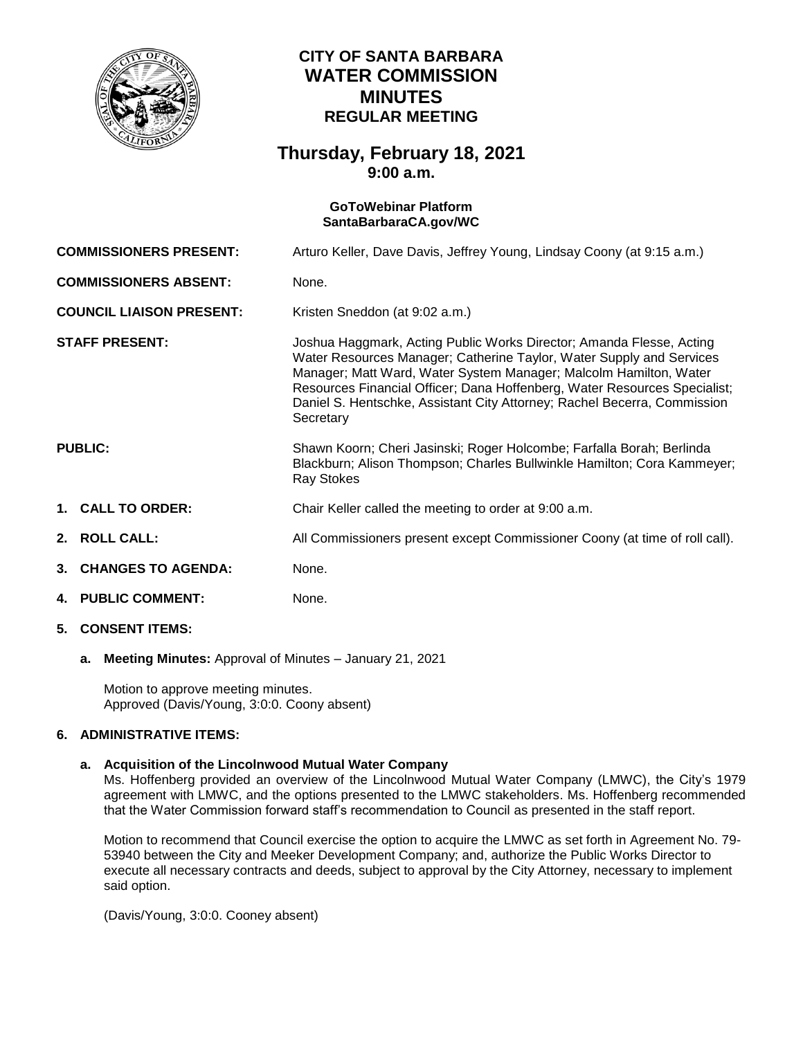# CITY OF SANTA BARBARA
# WATER COMMISSION
# MINUTES
## REGULAR MEETING

## Thursday, February 18, 2021
### 9:00 a.m.

**GoToWebinar Platform**
**SantaBarbaraCA.gov/WC**

**COMMISSIONERS PRESENT:** Arturo Keller, Dave Davis, Jeffrey Young, Lindsay Coony (at 9:15 a.m.)

**COMMISSIONERS ABSENT:** None.

**COUNCIL LIAISON PRESENT:** Kristen Sneddon (at 9:02 a.m.)

**STAFF PRESENT:** Joshua Haggmark, Acting Public Works Director; Amanda Flesse, Acting Water Resources Manager; Catherine Taylor, Water Supply and Services Manager; Matt Ward, Water System Manager; Malcolm Hamilton, Water Resources Financial Officer; Dana Hoffenberg, Water Resources Specialist; Daniel S. Hentschke, Assistant City Attorney; Rachel Becerra, Commission Secretary

**PUBLIC:** Shawn Koorn; Cheri Jasinski; Roger Holcombe; Farfalla Borah; Berlinda Blackburn; Alison Thompson; Charles Bullwinkle Hamilton; Cora Kammeyer; Ray Stokes

1. **CALL TO ORDER:** Chair Keller called the meeting to order at 9:00 a.m.

2. **ROLL CALL:** All Commissioners present except Commissioner Coony (at time of roll call).

3. **CHANGES TO AGENDA:** None.

4. **PUBLIC COMMENT:** None.

5. **CONSENT ITEMS:**

   a. **Meeting Minutes:** Approval of Minutes – January 21, 2021

   Motion to approve meeting minutes.
   Approved (Davis/Young, 3:0:0. Coony absent)

6. **ADMINISTRATIVE ITEMS:**

   a. **Acquisition of the Lincolnwood Mutual Water Company**
   Ms. Hoffenberg provided an overview of the Lincolnwood Mutual Water Company (LMWC), the City's 1979 agreement with LMWC, and the options presented to the LMWC stakeholders. Ms. Hoffenberg recommended that the Water Commission forward staff's recommendation to Council as presented in the staff report.

   Motion to recommend that Council exercise the option to acquire the LMWC as set forth in Agreement No. 79-53940 between the City and Meeker Development Company; and, authorize the Public Works Director to execute all necessary contracts and deeds, subject to approval by the City Attorney, necessary to implement said option.

   (Davis/Young, 3:0:0. Cooney absent)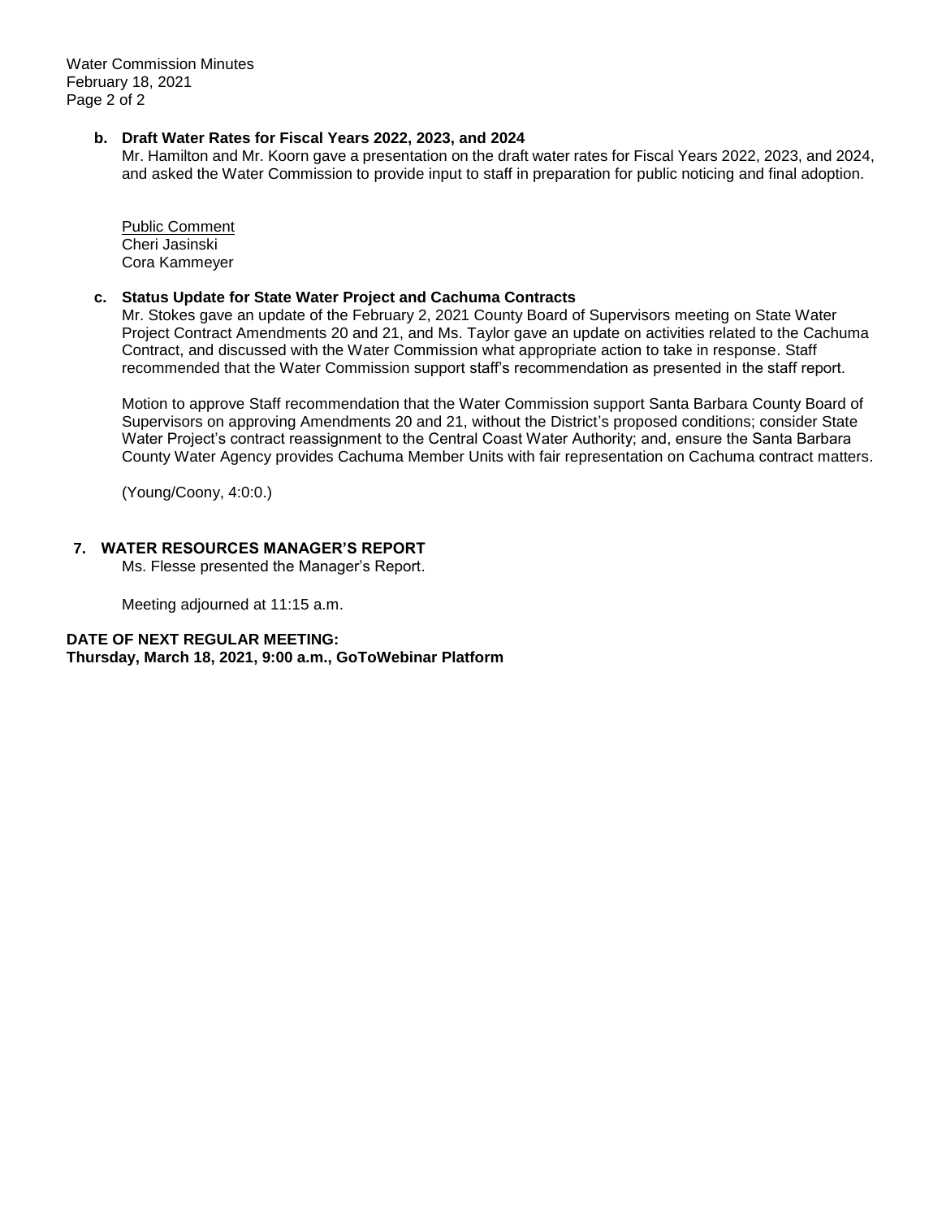**b. Draft Water Rates for Fiscal Years 2022, 2023, and 2024**

Mr. Hamilton and Mr. Koorn gave a presentation on the draft water rates for Fiscal Years 2022, 2023, and 2024, and asked the Water Commission to provide input to staff in preparation for public noticing and final adoption.

<u>Public Comment</u>
Cheri Jasinski
Cora Kammeyer

**c. Status Update for State Water Project and Cachuma Contracts**

Mr. Stokes gave an update of the February 2, 2021 County Board of Supervisors meeting on State Water Project Contract Amendments 20 and 21, and Ms. Taylor gave an update on activities related to the Cachuma Contract, and discussed with the Water Commission what appropriate action to take in response. Staff recommended that the Water Commission support staff's recommendation as presented in the staff report.

Motion to approve Staff recommendation that the Water Commission support Santa Barbara County Board of Supervisors on approving Amendments 20 and 21, without the District's proposed conditions; consider State Water Project's contract reassignment to the Central Coast Water Authority; and, ensure the Santa Barbara County Water Agency provides Cachuma Member Units with fair representation on Cachuma contract matters.

(Young/Coony, 4:0:0.)

## 7. WATER RESOURCES MANAGER'S REPORT

Ms. Flesse presented the Manager's Report.

Meeting adjourned at 11:15 a.m.

**DATE OF NEXT REGULAR MEETING:**
**Thursday, March 18, 2021, 9:00 a.m., GoToWebinar Platform**